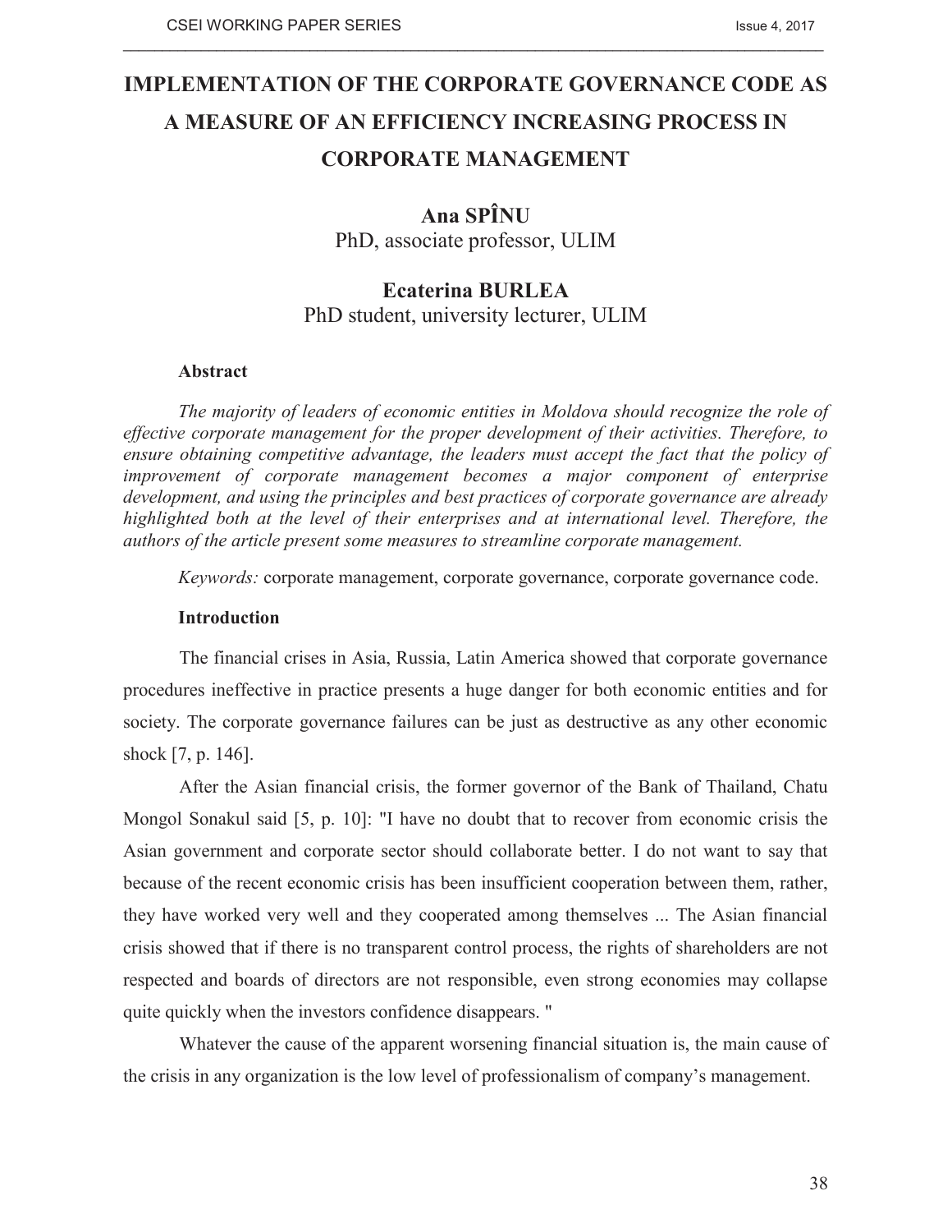# IMPLEMENTATION OF THE CORPORATE GOVERNANCE CODE AS A MEASURE OF AN EFFICIENCY INCREASING PROCESS IN CORPORATE MANAGEMENT

**Ana SPÎNU**
PhD, associate professor, ULIM

**Ecaterina BURLEA**
PhD student, university lecturer, ULIM

**Abstract**

*The majority of leaders of economic entities in Moldova should recognize the role of effective corporate management for the proper development of their activities. Therefore, to ensure obtaining competitive advantage, the leaders must accept the fact that the policy of improvement of corporate management becomes a major component of enterprise development, and using the principles and best practices of corporate governance are already highlighted both at the level of their enterprises and at international level. Therefore, the authors of the article present some measures to streamline corporate management.*

*Keywords:* corporate management, corporate governance, corporate governance code.

**Introduction**

The financial crises in Asia, Russia, Latin America showed that corporate governance procedures ineffective in practice presents a huge danger for both economic entities and for society. The corporate governance failures can be just as destructive as any other economic shock [7, p. 146].

After the Asian financial crisis, the former governor of the Bank of Thailand, Chatu Mongol Sonakul said [5, p. 10]: "I have no doubt that to recover from economic crisis the Asian government and corporate sector should collaborate better. I do not want to say that because of the recent economic crisis has been insufficient cooperation between them, rather, they have worked very well and they cooperated among themselves ... The Asian financial crisis showed that if there is no transparent control process, the rights of shareholders are not respected and boards of directors are not responsible, even strong economies may collapse quite quickly when the investors confidence disappears. "

Whatever the cause of the apparent worsening financial situation is, the main cause of the crisis in any organization is the low level of professionalism of company's management.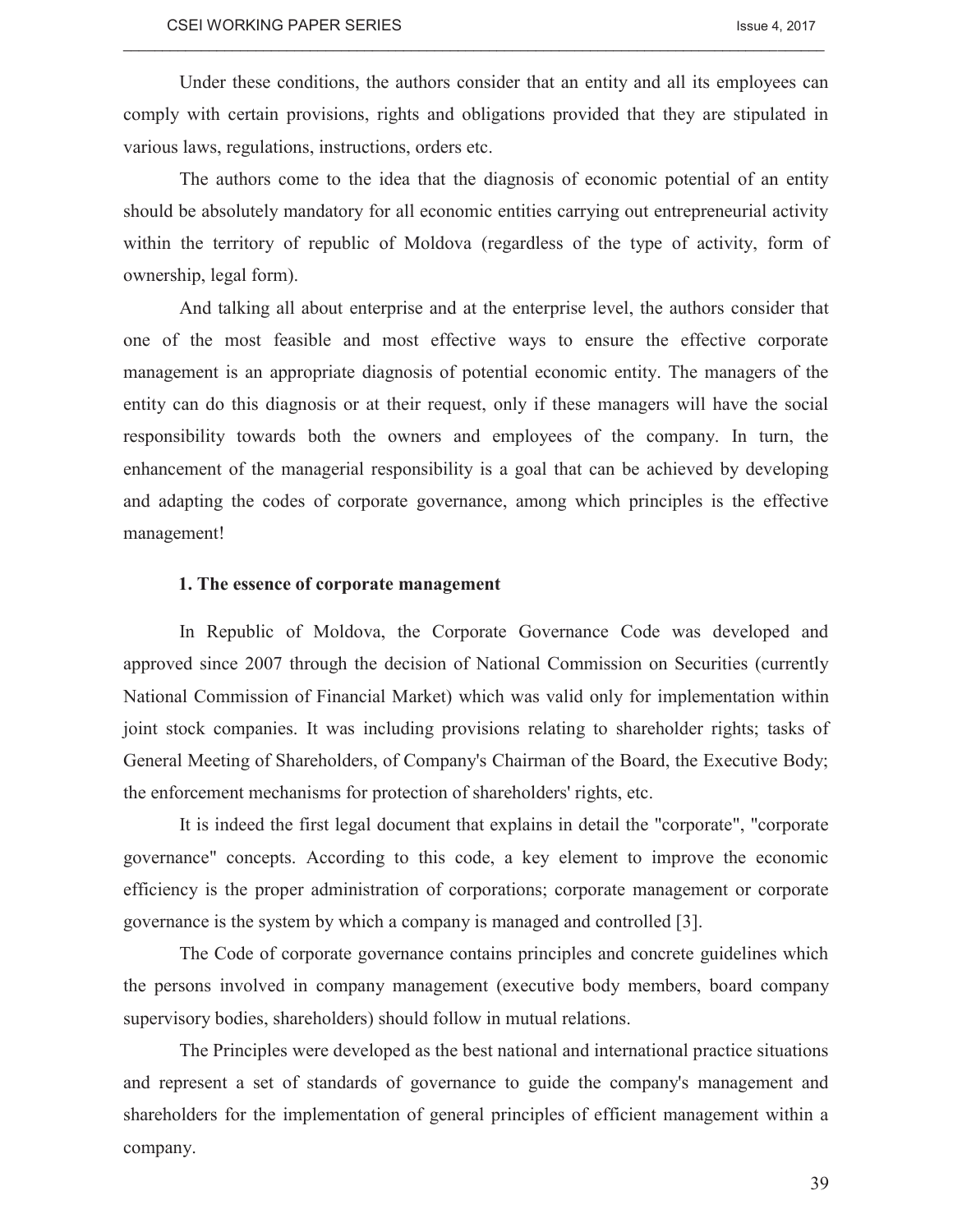Under these conditions, the authors consider that an entity and all its employees can comply with certain provisions, rights and obligations provided that they are stipulated in various laws, regulations, instructions, orders etc.

The authors come to the idea that the diagnosis of economic potential of an entity should be absolutely mandatory for all economic entities carrying out entrepreneurial activity within the territory of republic of Moldova (regardless of the type of activity, form of ownership, legal form).

And talking all about enterprise and at the enterprise level, the authors consider that one of the most feasible and most effective ways to ensure the effective corporate management is an appropriate diagnosis of potential economic entity. The managers of the entity can do this diagnosis or at their request, only if these managers will have the social responsibility towards both the owners and employees of the company. In turn, the enhancement of the managerial responsibility is a goal that can be achieved by developing and adapting the codes of corporate governance, among which principles is the effective management!

### 1. The essence of corporate management

In Republic of Moldova, the Corporate Governance Code was developed and approved since 2007 through the decision of National Commission on Securities (currently National Commission of Financial Market) which was valid only for implementation within joint stock companies. It was including provisions relating to shareholder rights; tasks of General Meeting of Shareholders, of Company's Chairman of the Board, the Executive Body; the enforcement mechanisms for protection of shareholders' rights, etc.

It is indeed the first legal document that explains in detail the "corporate", "corporate governance" concepts. According to this code, a key element to improve the economic efficiency is the proper administration of corporations; corporate management or corporate governance is the system by which a company is managed and controlled [3].

The Code of corporate governance contains principles and concrete guidelines which the persons involved in company management (executive body members, board company supervisory bodies, shareholders) should follow in mutual relations.

The Principles were developed as the best national and international practice situations and represent a set of standards of governance to guide the company's management and shareholders for the implementation of general principles of efficient management within a company.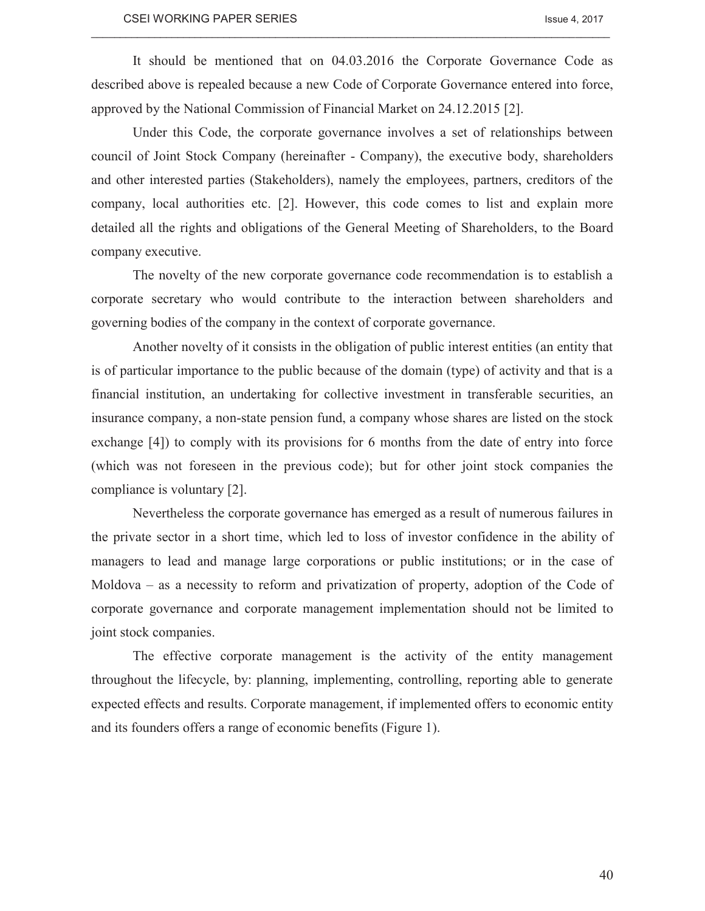It should be mentioned that on 04.03.2016 the Corporate Governance Code as described above is repealed because a new Code of Corporate Governance entered into force, approved by the National Commission of Financial Market on 24.12.2015 [2].

Under this Code, the corporate governance involves a set of relationships between council of Joint Stock Company (hereinafter - Company), the executive body, shareholders and other interested parties (Stakeholders), namely the employees, partners, creditors of the company, local authorities etc. [2]. However, this code comes to list and explain more detailed all the rights and obligations of the General Meeting of Shareholders, to the Board company executive.

The novelty of the new corporate governance code recommendation is to establish a corporate secretary who would contribute to the interaction between shareholders and governing bodies of the company in the context of corporate governance.

Another novelty of it consists in the obligation of public interest entities (an entity that is of particular importance to the public because of the domain (type) of activity and that is a financial institution, an undertaking for collective investment in transferable securities, an insurance company, a non-state pension fund, a company whose shares are listed on the stock exchange [4]) to comply with its provisions for 6 months from the date of entry into force (which was not foreseen in the previous code); but for other joint stock companies the compliance is voluntary [2].

Nevertheless the corporate governance has emerged as a result of numerous failures in the private sector in a short time, which led to loss of investor confidence in the ability of managers to lead and manage large corporations or public institutions; or in the case of Moldova – as a necessity to reform and privatization of property, adoption of the Code of corporate governance and corporate management implementation should not be limited to joint stock companies.

The effective corporate management is the activity of the entity management throughout the lifecycle, by: planning, implementing, controlling, reporting able to generate expected effects and results. Corporate management, if implemented offers to economic entity and its founders offers a range of economic benefits (Figure 1).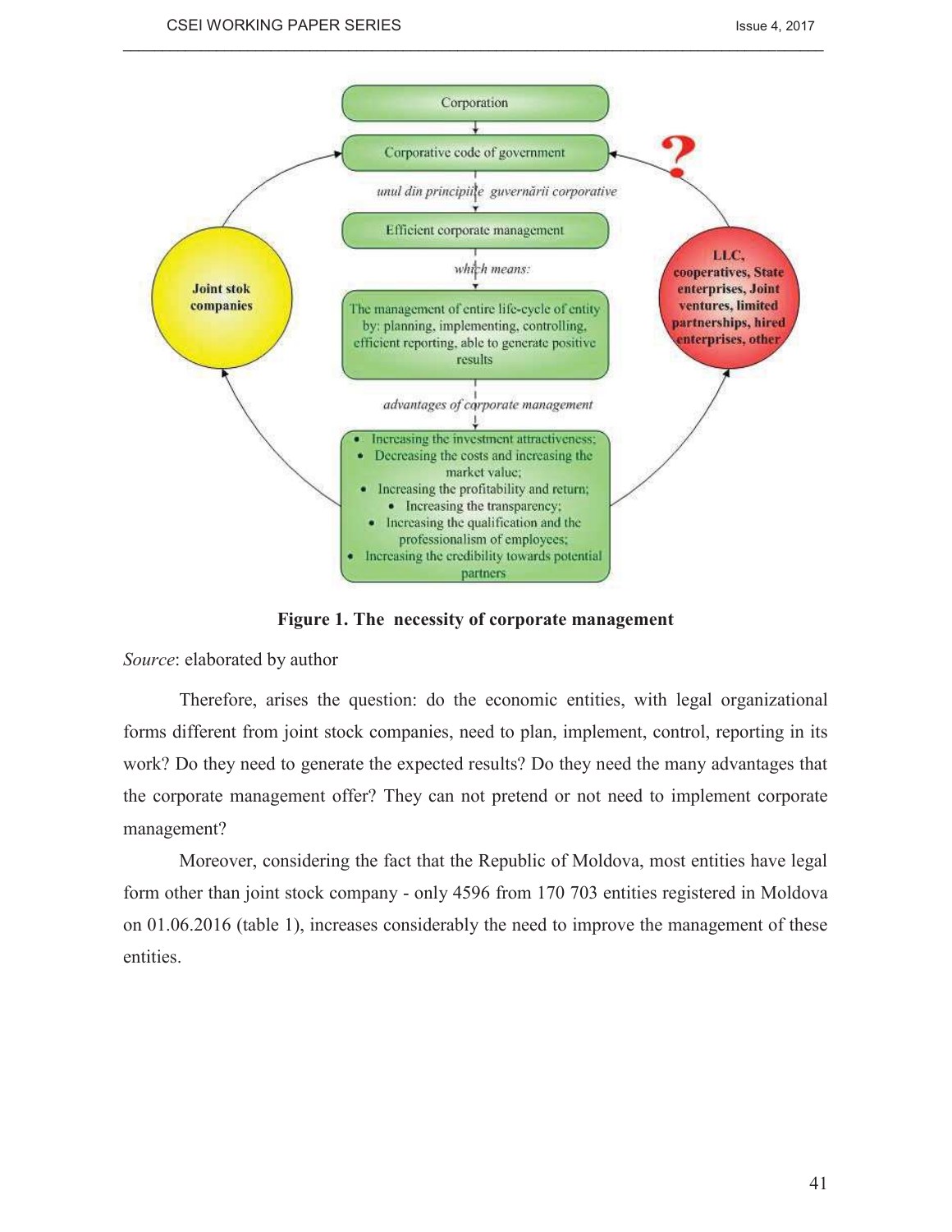Corporation

Corporative code of government

*unul din principiile guvernării corporative*

Efficient corporate management

*which means:*

The management of entire life-cycle of entity by: planning, implementing, controlling, efficient reporting, able to generate positive results

*advantages of corporate management*

- Increasing the investment attractiveness;
- Decreasing the costs and increasing the market value;
- Increasing the profitability and return;
- Increasing the transparency;
- Increasing the qualification and the professionalism of employees;
- Increasing the credibility towards potential partners

**Joint stok companies**

**LLC, cooperatives, State enterprises, Joint ventures, limited partnerships, hired enterprises, other**

?

**Figure 1. The necessity of corporate management**

*Source*: elaborated by author

Therefore, arises the question: do the economic entities, with legal organizational forms different from joint stock companies, need to plan, implement, control, reporting in its work? Do they need to generate the expected results? Do they need the many advantages that the corporate management offer? They can not pretend or not need to implement corporate management?

Moreover, considering the fact that the Republic of Moldova, most entities have legal form other than joint stock company - only 4596 from 170 703 entities registered in Moldova on 01.06.2016 (table 1), increases considerably the need to improve the management of these entities.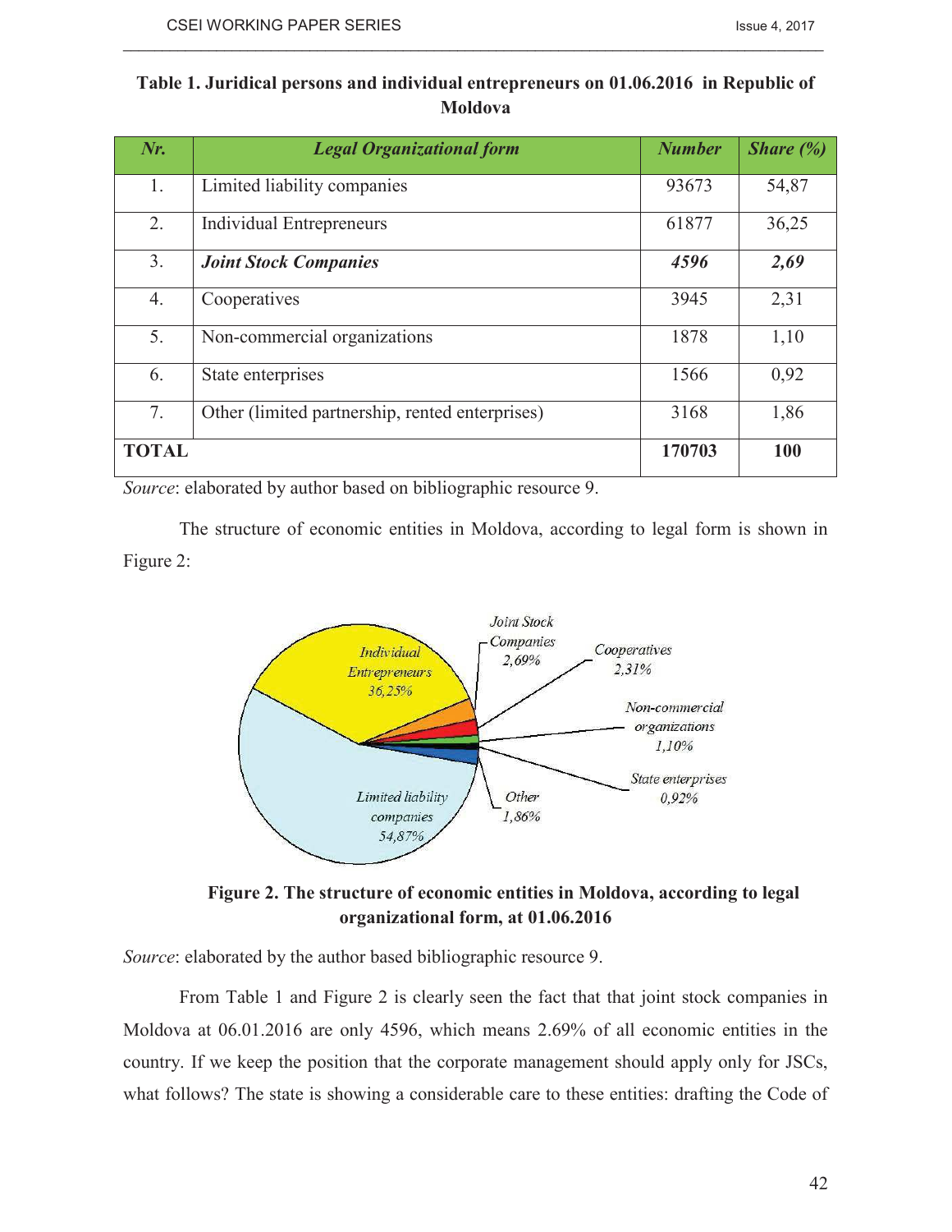**Table 1. Juridical persons and individual entrepreneurs on 01.06.2016 in Republic of Moldova**

| *Nr.* | *Legal Organizational form* | *Number* | *Share (%)* |
|---|---|---|---|
| 1. | Limited liability companies | 93673 | 54,87 |
| 2. | Individual Entrepreneurs | 61877 | 36,25 |
| 3. | ***Joint Stock Companies*** | ***4596*** | ***2,69*** |
| 4. | Cooperatives | 3945 | 2,31 |
| 5. | Non-commercial organizations | 1878 | 1,10 |
| 6. | State enterprises | 1566 | 0,92 |
| 7. | Other (limited partnership, rented enterprises) | 3168 | 1,86 |
| **TOTAL** | | **170703** | **100** |

*Source*: elaborated by author based on bibliographic resource 9.

The structure of economic entities in Moldova, according to legal form is shown in Figure 2:

**Figure 2. The structure of economic entities in Moldova, according to legal organizational form, at 01.06.2016**

*Source*: elaborated by the author based bibliographic resource 9.

From Table 1 and Figure 2 is clearly seen the fact that that joint stock companies in Moldova at 06.01.2016 are only 4596, which means 2.69% of all economic entities in the country. If we keep the position that the corporate management should apply only for JSCs, what follows? The state is showing a considerable care to these entities: drafting the Code of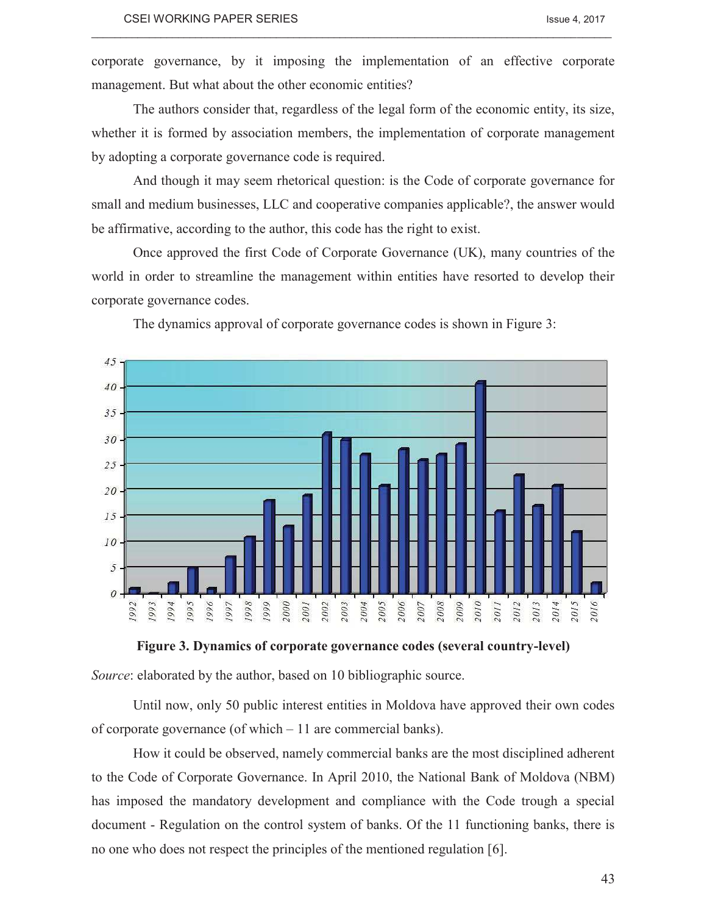corporate governance, by it imposing the implementation of an effective corporate management. But what about the other economic entities?

The authors consider that, regardless of the legal form of the economic entity, its size, whether it is formed by association members, the implementation of corporate management by adopting a corporate governance code is required.

And though it may seem rhetorical question: is the Code of corporate governance for small and medium businesses, LLC and cooperative companies applicable?, the answer would be affirmative, according to the author, this code has the right to exist.

Once approved the first Code of Corporate Governance (UK), many countries of the world in order to streamline the management within entities have resorted to develop their corporate governance codes.

The dynamics approval of corporate governance codes is shown in Figure 3:

**Figure 3. Dynamics of corporate governance codes (several country-level)**

*Source*: elaborated by the author, based on 10 bibliographic source.

Until now, only 50 public interest entities in Moldova have approved their own codes of corporate governance (of which – 11 are commercial banks).

How it could be observed, namely commercial banks are the most disciplined adherent to the Code of Corporate Governance. In April 2010, the National Bank of Moldova (NBM) has imposed the mandatory development and compliance with the Code trough a special document - Regulation on the control system of banks. Of the 11 functioning banks, there is no one who does not respect the principles of the mentioned regulation [6].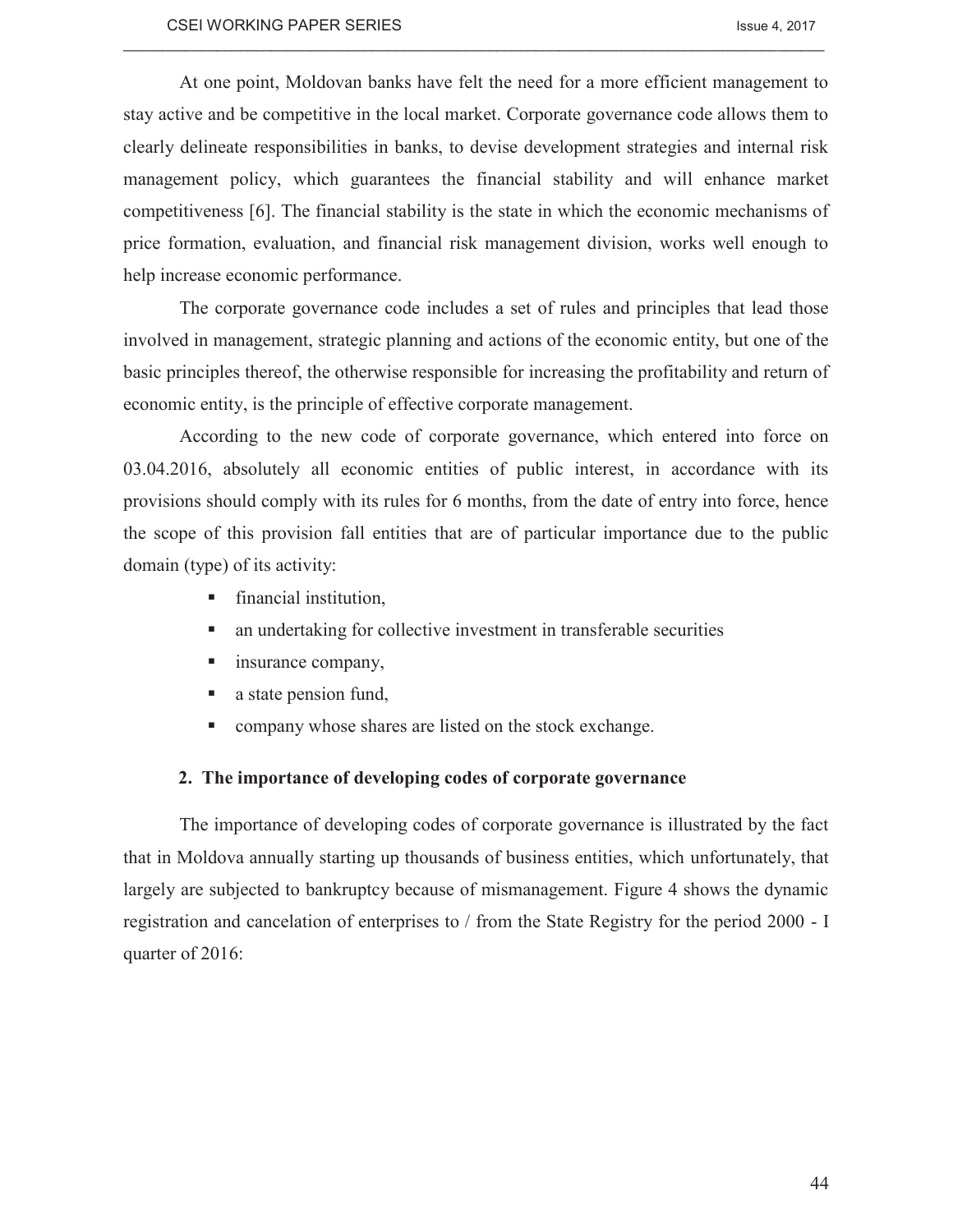At one point, Moldovan banks have felt the need for a more efficient management to stay active and be competitive in the local market. Corporate governance code allows them to clearly delineate responsibilities in banks, to devise development strategies and internal risk management policy, which guarantees the financial stability and will enhance market competitiveness [6]. The financial stability is the state in which the economic mechanisms of price formation, evaluation, and financial risk management division, works well enough to help increase economic performance.

The corporate governance code includes a set of rules and principles that lead those involved in management, strategic planning and actions of the economic entity, but one of the basic principles thereof, the otherwise responsible for increasing the profitability and return of economic entity, is the principle of effective corporate management.

According to the new code of corporate governance, which entered into force on 03.04.2016, absolutely all economic entities of public interest, in accordance with its provisions should comply with its rules for 6 months, from the date of entry into force, hence the scope of this provision fall entities that are of particular importance due to the public domain (type) of its activity:

- financial institution,
- an undertaking for collective investment in transferable securities
- insurance company,
- a state pension fund,
- company whose shares are listed on the stock exchange.

## 2. The importance of developing codes of corporate governance

The importance of developing codes of corporate governance is illustrated by the fact that in Moldova annually starting up thousands of business entities, which unfortunately, that largely are subjected to bankruptcy because of mismanagement. Figure 4 shows the dynamic registration and cancelation of enterprises to / from the State Registry for the period 2000 - I quarter of 2016: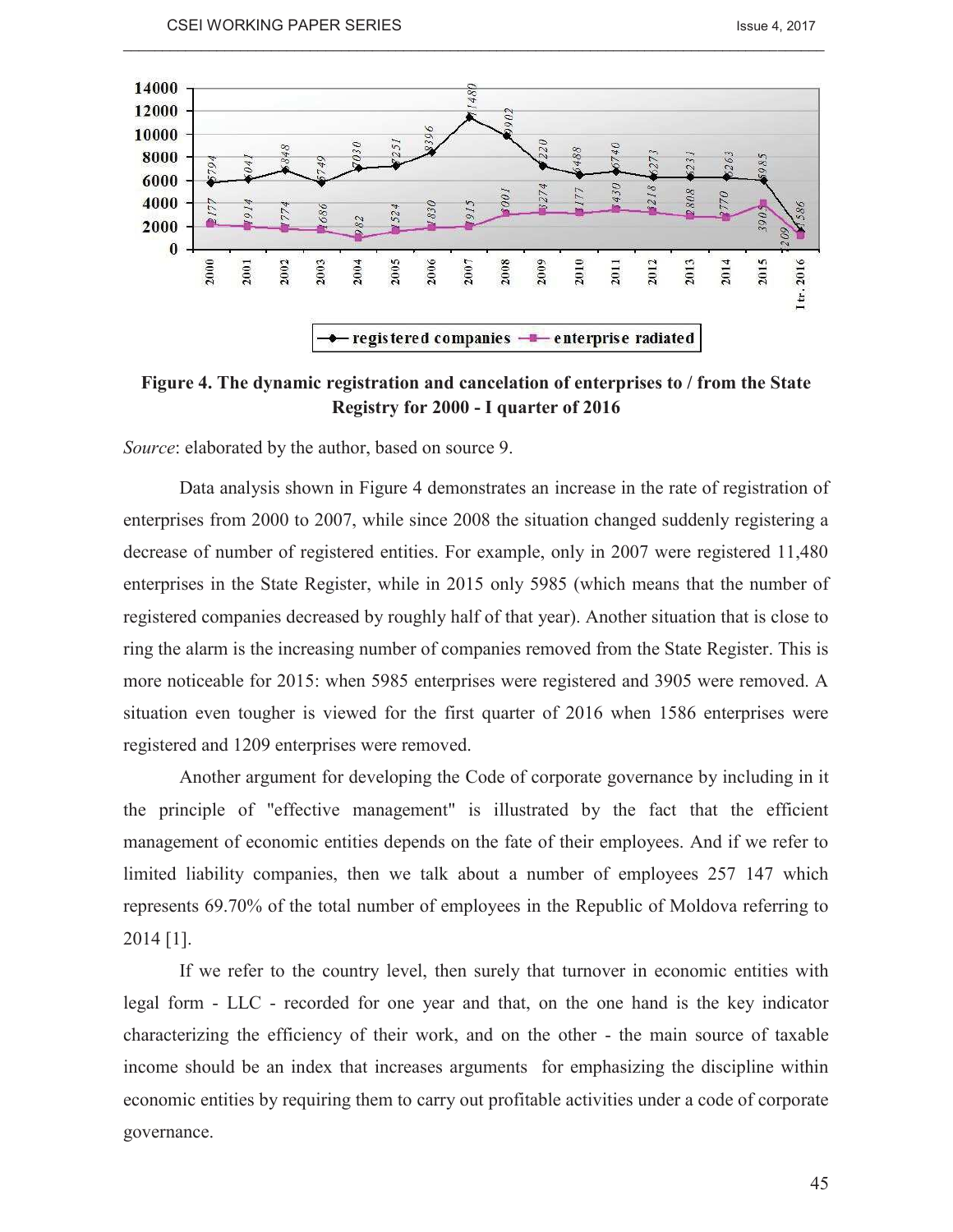**Figure 4. The dynamic registration and cancelation of enterprises to / from the State Registry for 2000 - I quarter of 2016**

*Source*: elaborated by the author, based on source 9.

Data analysis shown in Figure 4 demonstrates an increase in the rate of registration of enterprises from 2000 to 2007, while since 2008 the situation changed suddenly registering a decrease of number of registered entities. For example, only in 2007 were registered 11,480 enterprises in the State Register, while in 2015 only 5985 (which means that the number of registered companies decreased by roughly half of that year). Another situation that is close to ring the alarm is the increasing number of companies removed from the State Register. This is more noticeable for 2015: when 5985 enterprises were registered and 3905 were removed. A situation even tougher is viewed for the first quarter of 2016 when 1586 enterprises were registered and 1209 enterprises were removed.

Another argument for developing the Code of corporate governance by including in it the principle of "effective management" is illustrated by the fact that the efficient management of economic entities depends on the fate of their employees. And if we refer to limited liability companies, then we talk about a number of employees 257 147 which represents 69.70% of the total number of employees in the Republic of Moldova referring to 2014 [1].

If we refer to the country level, then surely that turnover in economic entities with legal form - LLC - recorded for one year and that, on the one hand is the key indicator characterizing the efficiency of their work, and on the other - the main source of taxable income should be an index that increases arguments for emphasizing the discipline within economic entities by requiring them to carry out profitable activities under a code of corporate governance.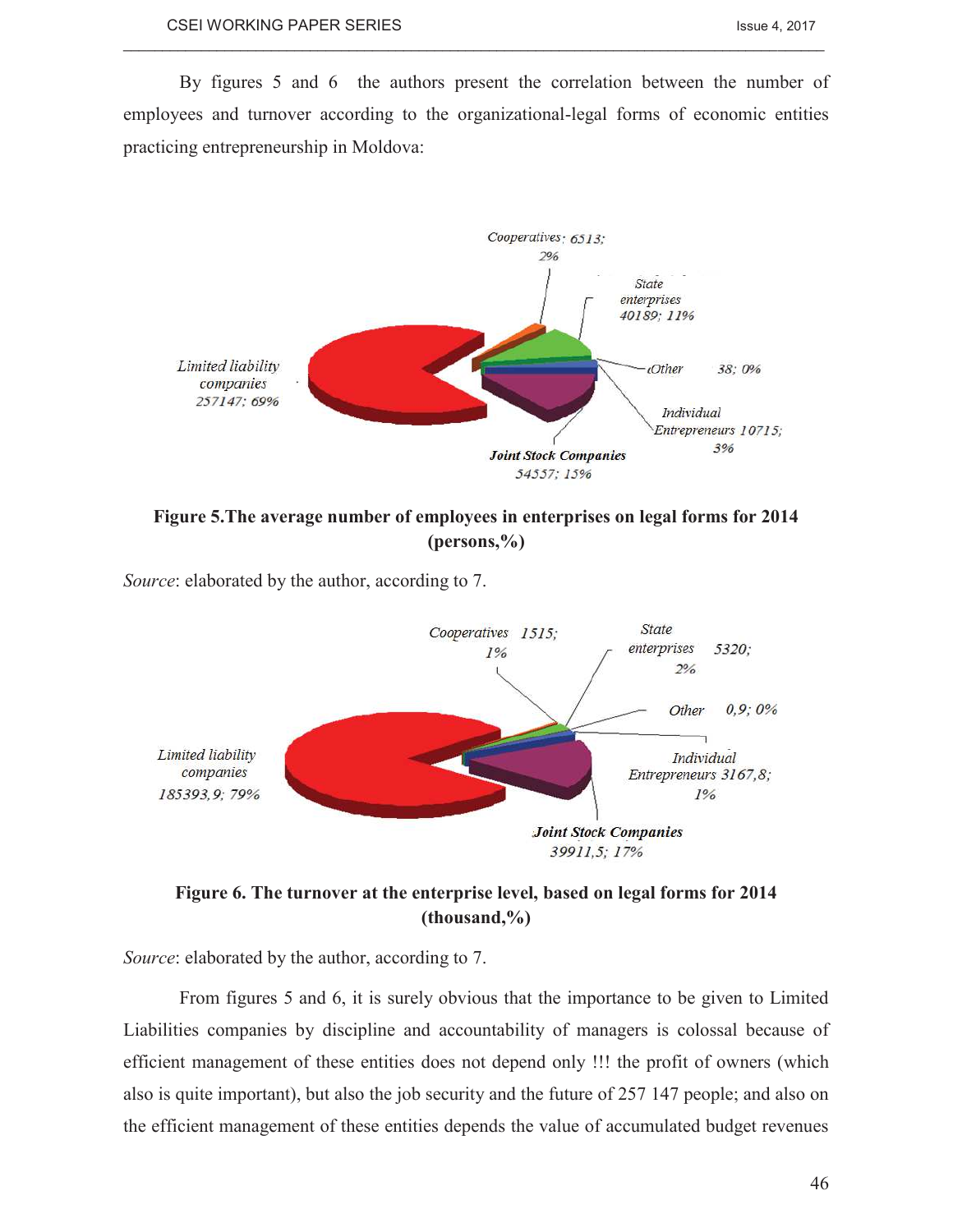By figures 5 and 6 the authors present the correlation between the number of employees and turnover according to the organizational-legal forms of economic entities practicing entrepreneurship in Moldova:

Cooperatives: 6513; 2%

State enterprises 40189; 11%

Other 38; 0%

Individual Entrepreneurs 10715; 3%

Joint Stock Companies 54557; 15%

Limited liability companies 257147; 69%

**Figure 5.The average number of employees in enterprises on legal forms for 2014 (persons,%)**

*Source*: elaborated by the author, according to 7.

Cooperatives 1515; 1%

State enterprises 5320; 2%

Other 0,9; 0%

Individual Entrepreneurs 3167,8; 1%

Joint Stock Companies 39911,5; 17%

Limited liability companies 185393,9; 79%

**Figure 6. The turnover at the enterprise level, based on legal forms for 2014 (thousand,%)**

*Source*: elaborated by the author, according to 7.

From figures 5 and 6, it is surely obvious that the importance to be given to Limited Liabilities companies by discipline and accountability of managers is colossal because of efficient management of these entities does not depend only !!! the profit of owners (which also is quite important), but also the job security and the future of 257 147 people; and also on the efficient management of these entities depends the value of accumulated budget revenues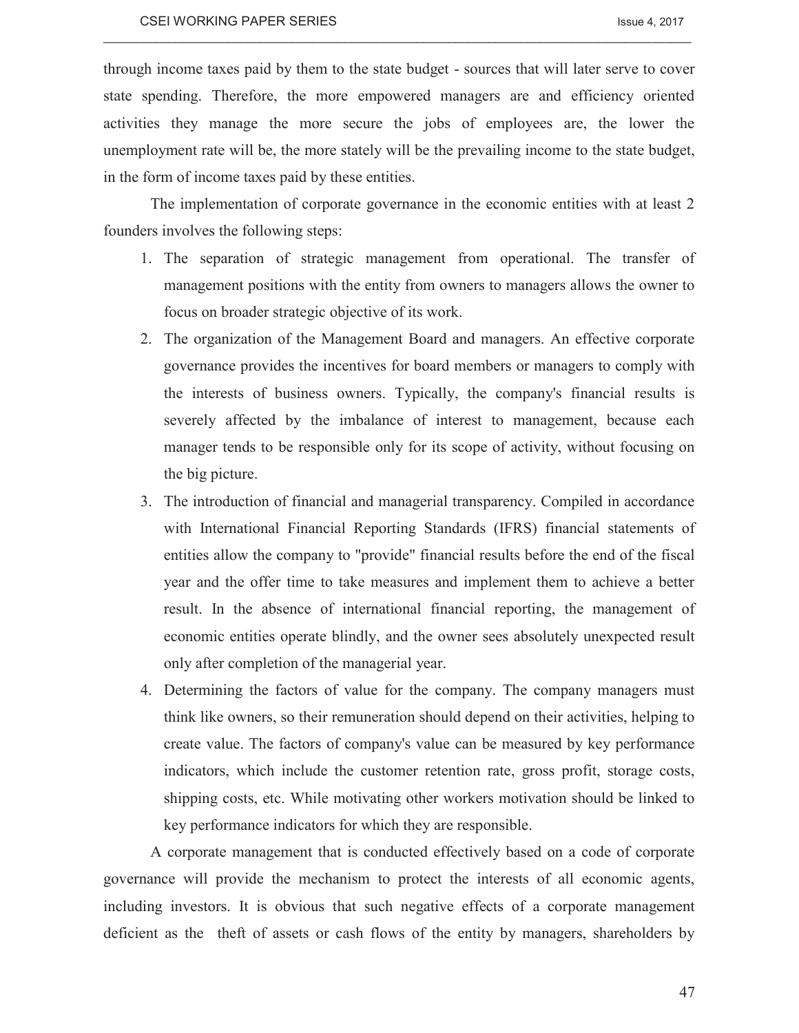through income taxes paid by them to the state budget - sources that will later serve to cover state spending. Therefore, the more empowered managers are and efficiency oriented activities they manage the more secure the jobs of employees are, the lower the unemployment rate will be, the more stately will be the prevailing income to the state budget, in the form of income taxes paid by these entities.

The implementation of corporate governance in the economic entities with at least 2 founders involves the following steps:

1. The separation of strategic management from operational. The transfer of management positions with the entity from owners to managers allows the owner to focus on broader strategic objective of its work.
2. The organization of the Management Board and managers. An effective corporate governance provides the incentives for board members or managers to comply with the interests of business owners. Typically, the company's financial results is severely affected by the imbalance of interest to management, because each manager tends to be responsible only for its scope of activity, without focusing on the big picture.
3. The introduction of financial and managerial transparency. Compiled in accordance with International Financial Reporting Standards (IFRS) financial statements of entities allow the company to "provide" financial results before the end of the fiscal year and the offer time to take measures and implement them to achieve a better result. In the absence of international financial reporting, the management of economic entities operate blindly, and the owner sees absolutely unexpected result only after completion of the managerial year.
4. Determining the factors of value for the company. The company managers must think like owners, so their remuneration should depend on their activities, helping to create value. The factors of company's value can be measured by key performance indicators, which include the customer retention rate, gross profit, storage costs, shipping costs, etc. While motivating other workers motivation should be linked to key performance indicators for which they are responsible.

A corporate management that is conducted effectively based on a code of corporate governance will provide the mechanism to protect the interests of all economic agents, including investors. It is obvious that such negative effects of a corporate management deficient as the theft of assets or cash flows of the entity by managers, shareholders by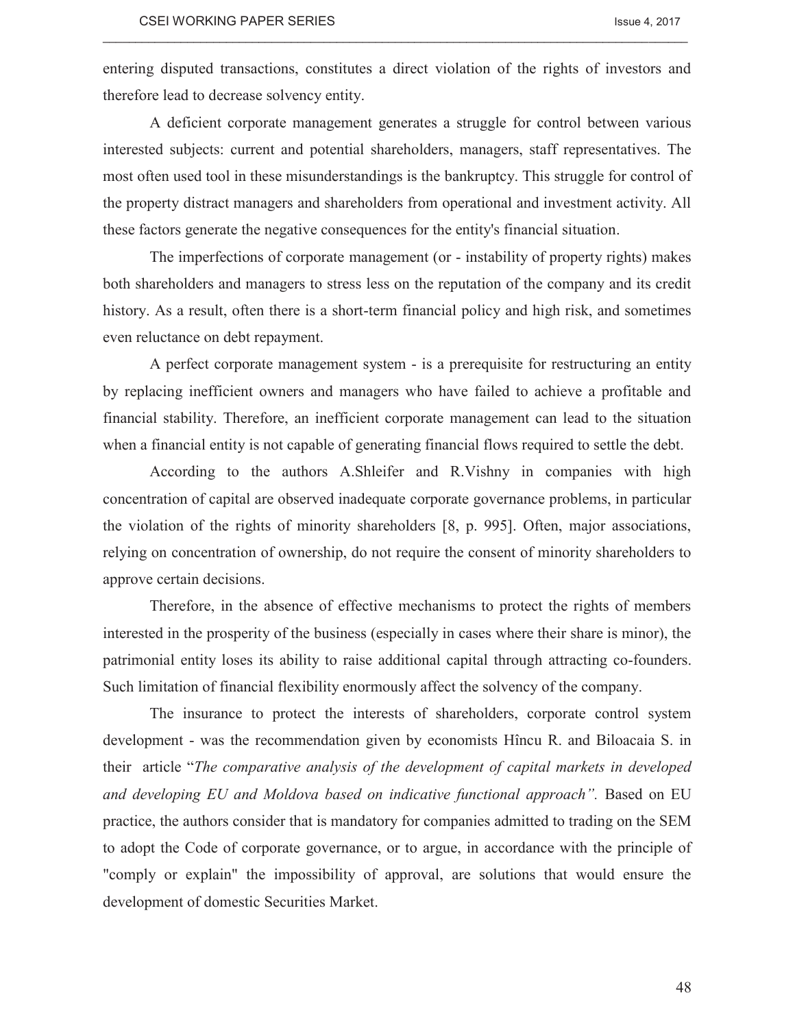entering disputed transactions, constitutes a direct violation of the rights of investors and therefore lead to decrease solvency entity.

A deficient corporate management generates a struggle for control between various interested subjects: current and potential shareholders, managers, staff representatives. The most often used tool in these misunderstandings is the bankruptcy. This struggle for control of the property distract managers and shareholders from operational and investment activity. All these factors generate the negative consequences for the entity's financial situation.

The imperfections of corporate management (or - instability of property rights) makes both shareholders and managers to stress less on the reputation of the company and its credit history. As a result, often there is a short-term financial policy and high risk, and sometimes even reluctance on debt repayment.

A perfect corporate management system - is a prerequisite for restructuring an entity by replacing inefficient owners and managers who have failed to achieve a profitable and financial stability. Therefore, an inefficient corporate management can lead to the situation when a financial entity is not capable of generating financial flows required to settle the debt.

According to the authors A.Shleifer and R.Vishny in companies with high concentration of capital are observed inadequate corporate governance problems, in particular the violation of the rights of minority shareholders [8, p. 995]. Often, major associations, relying on concentration of ownership, do not require the consent of minority shareholders to approve certain decisions.

Therefore, in the absence of effective mechanisms to protect the rights of members interested in the prosperity of the business (especially in cases where their share is minor), the patrimonial entity loses its ability to raise additional capital through attracting co-founders. Such limitation of financial flexibility enormously affect the solvency of the company.

The insurance to protect the interests of shareholders, corporate control system development - was the recommendation given by economists Hîncu R. and Biloacaia S. in their article "*The comparative analysis of the development of capital markets in developed and developing EU and Moldova based on indicative functional approach"*. Based on EU practice, the authors consider that is mandatory for companies admitted to trading on the SEM to adopt the Code of corporate governance, or to argue, in accordance with the principle of "comply or explain" the impossibility of approval, are solutions that would ensure the development of domestic Securities Market.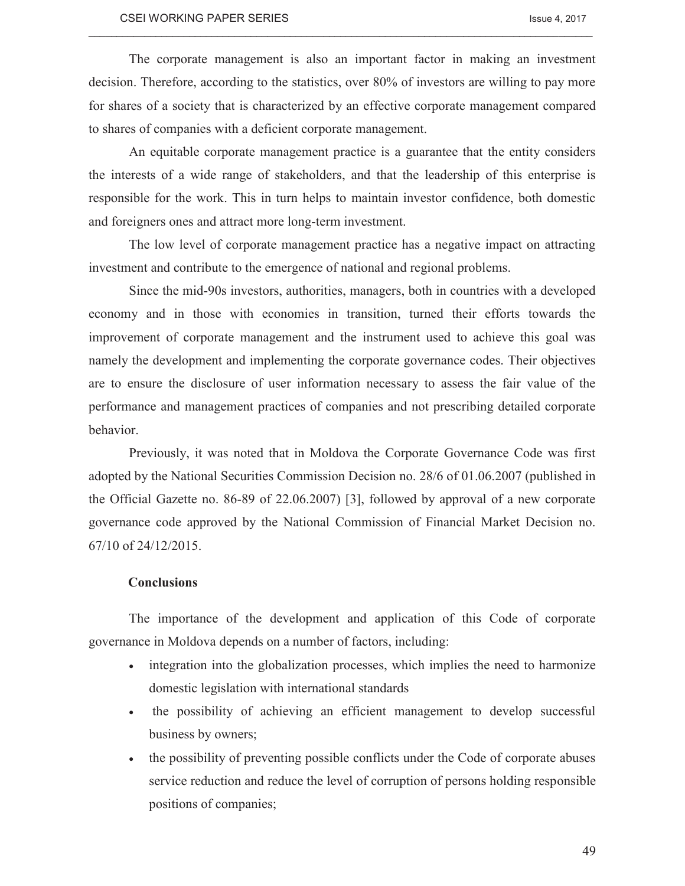The corporate management is also an important factor in making an investment decision. Therefore, according to the statistics, over 80% of investors are willing to pay more for shares of a society that is characterized by an effective corporate management compared to shares of companies with a deficient corporate management.

An equitable corporate management practice is a guarantee that the entity considers the interests of a wide range of stakeholders, and that the leadership of this enterprise is responsible for the work. This in turn helps to maintain investor confidence, both domestic and foreigners ones and attract more long-term investment.

The low level of corporate management practice has a negative impact on attracting investment and contribute to the emergence of national and regional problems.

Since the mid-90s investors, authorities, managers, both in countries with a developed economy and in those with economies in transition, turned their efforts towards the improvement of corporate management and the instrument used to achieve this goal was namely the development and implementing the corporate governance codes. Their objectives are to ensure the disclosure of user information necessary to assess the fair value of the performance and management practices of companies and not prescribing detailed corporate behavior.

Previously, it was noted that in Moldova the Corporate Governance Code was first adopted by the National Securities Commission Decision no. 28/6 of 01.06.2007 (published in the Official Gazette no. 86-89 of 22.06.2007) [3], followed by approval of a new corporate governance code approved by the National Commission of Financial Market Decision no. 67/10 of 24/12/2015.

## Conclusions

The importance of the development and application of this Code of corporate governance in Moldova depends on a number of factors, including:

- integration into the globalization processes, which implies the need to harmonize domestic legislation with international standards
- the possibility of achieving an efficient management to develop successful business by owners;
- the possibility of preventing possible conflicts under the Code of corporate abuses service reduction and reduce the level of corruption of persons holding responsible positions of companies;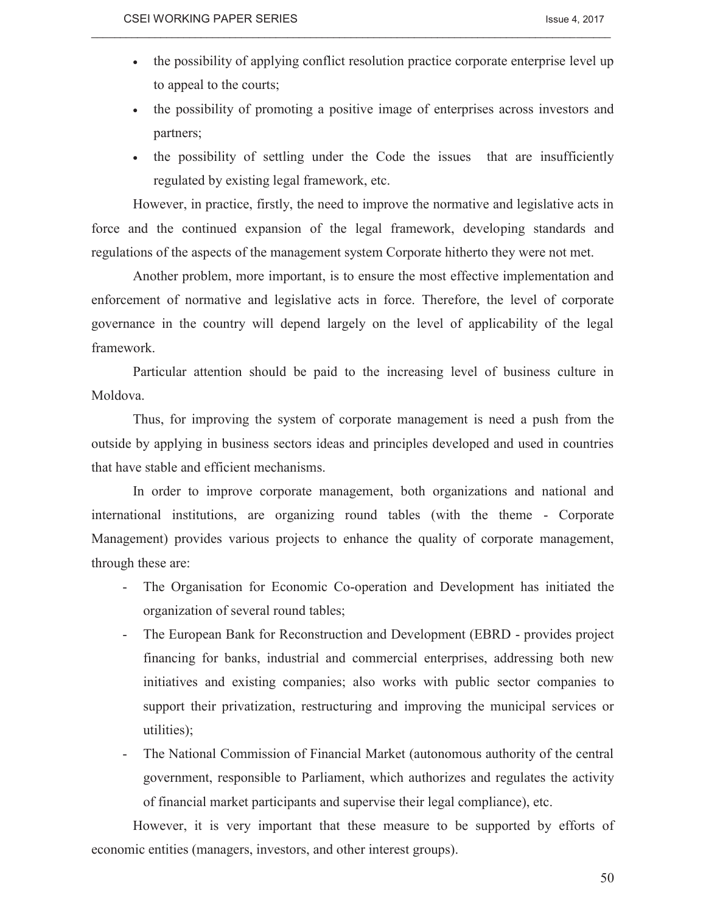- the possibility of applying conflict resolution practice corporate enterprise level up to appeal to the courts;
- the possibility of promoting a positive image of enterprises across investors and partners;
- the possibility of settling under the Code the issues that are insufficiently regulated by existing legal framework, etc.

However, in practice, firstly, the need to improve the normative and legislative acts in force and the continued expansion of the legal framework, developing standards and regulations of the aspects of the management system Corporate hitherto they were not met.

Another problem, more important, is to ensure the most effective implementation and enforcement of normative and legislative acts in force. Therefore, the level of corporate governance in the country will depend largely on the level of applicability of the legal framework.

Particular attention should be paid to the increasing level of business culture in Moldova.

Thus, for improving the system of corporate management is need a push from the outside by applying in business sectors ideas and principles developed and used in countries that have stable and efficient mechanisms.

In order to improve corporate management, both organizations and national and international institutions, are organizing round tables (with the theme - Corporate Management) provides various projects to enhance the quality of corporate management, through these are:

- The Organisation for Economic Co-operation and Development has initiated the organization of several round tables;
- The European Bank for Reconstruction and Development (EBRD - provides project financing for banks, industrial and commercial enterprises, addressing both new initiatives and existing companies; also works with public sector companies to support their privatization, restructuring and improving the municipal services or utilities);
- The National Commission of Financial Market (autonomous authority of the central government, responsible to Parliament, which authorizes and regulates the activity of financial market participants and supervise their legal compliance), etc.

However, it is very important that these measure to be supported by efforts of economic entities (managers, investors, and other interest groups).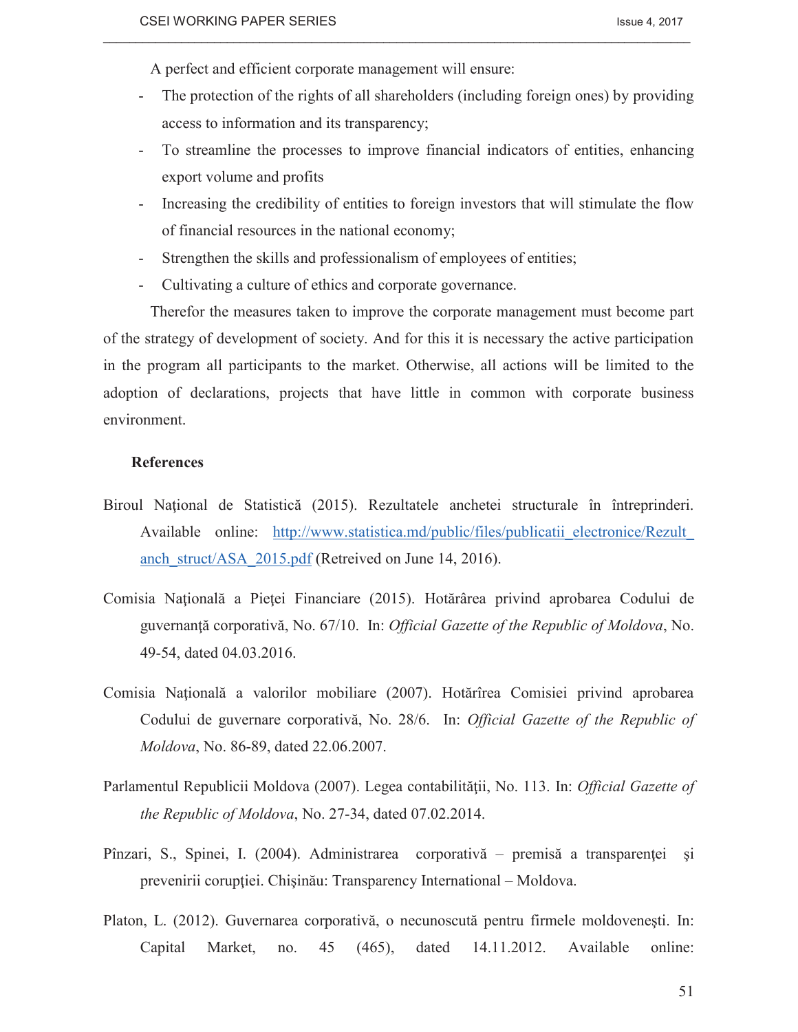A perfect and efficient corporate management will ensure:

- The protection of the rights of all shareholders (including foreign ones) by providing access to information and its transparency;
- To streamline the processes to improve financial indicators of entities, enhancing export volume and profits
- Increasing the credibility of entities to foreign investors that will stimulate the flow of financial resources in the national economy;
- Strengthen the skills and professionalism of employees of entities;
- Cultivating a culture of ethics and corporate governance.

Therefor the measures taken to improve the corporate management must become part of the strategy of development of society. And for this it is necessary the active participation in the program all participants to the market. Otherwise, all actions will be limited to the adoption of declarations, projects that have little in common with corporate business environment.

**References**

Biroul Naţional de Statistică (2015). Rezultatele anchetei structurale în întreprinderi. Available online: [http://www.statistica.md/public/files/publicatii_electronice/Rezult_anch_struct/ASA_2015.pdf](http://www.statistica.md/public/files/publicatii_electronice/Rezult_anch_struct/ASA_2015.pdf) (Retreived on June 14, 2016).

Comisia Naţională a Pieţei Financiare (2015). Hotărârea privind aprobarea Codului de guvernanţă corporativă, No. 67/10. In: *Official Gazette of the Republic of Moldova*, No. 49-54, dated 04.03.2016.

Comisia Naţională a valorilor mobiliare (2007). Hotărîrea Comisiei privind aprobarea Codului de guvernare corporativă, No. 28/6. In: *Official Gazette of the Republic of Moldova*, No. 86-89, dated 22.06.2007.

Parlamentul Republicii Moldova (2007). Legea contabilităţii, No. 113. In: *Official Gazette of the Republic of Moldova*, No. 27-34, dated 07.02.2014.

Pînzari, S., Spinei, I. (2004). Administrarea corporativă – premisă a transparenţei şi prevenirii corupţiei. Chişinău: Transparency International – Moldova.

Platon, L. (2012). Guvernarea corporativă, o necunoscută pentru firmele moldoveneşti. In: Capital Market, no. 45 (465), dated 14.11.2012. Available online: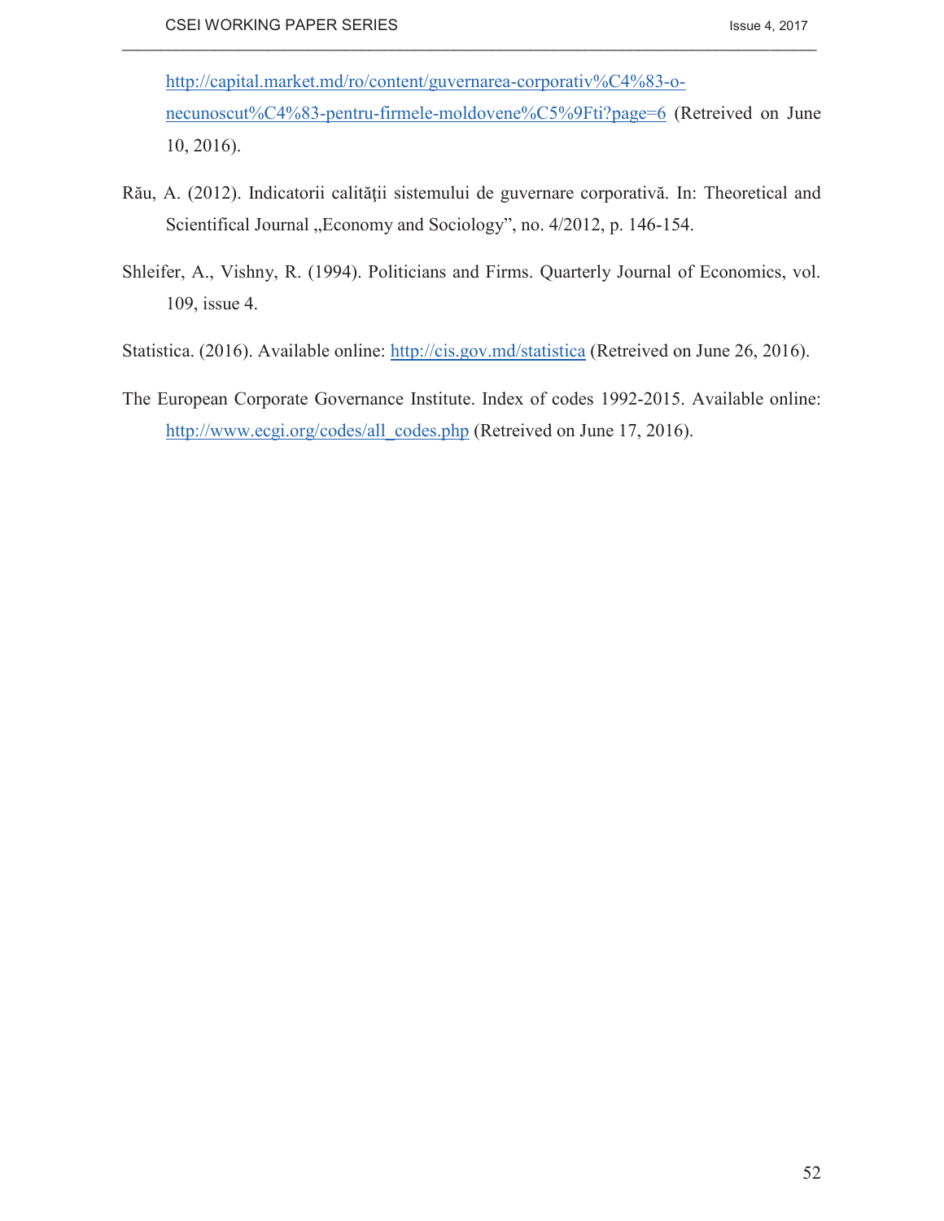http://capital.market.md/ro/content/guvernarea-corporativ%C4%83-o-necunoscut%C4%83-pentru-firmele-moldovene%C5%9Fti?page=6 (Retreived on June 10, 2016).

Rău, A. (2012). Indicatorii calităţii sistemului de guvernare corporativă. In: Theoretical and Scientifical Journal „Economy and Sociology", no. 4/2012, p. 146-154.

Shleifer, A., Vishny, R. (1994). Politicians and Firms. Quarterly Journal of Economics, vol. 109, issue 4.

Statistica. (2016). Available online: http://cis.gov.md/statistica (Retreived on June 26, 2016).

The European Corporate Governance Institute. Index of codes 1992-2015. Available online: http://www.ecgi.org/codes/all_codes.php (Retreived on June 17, 2016).